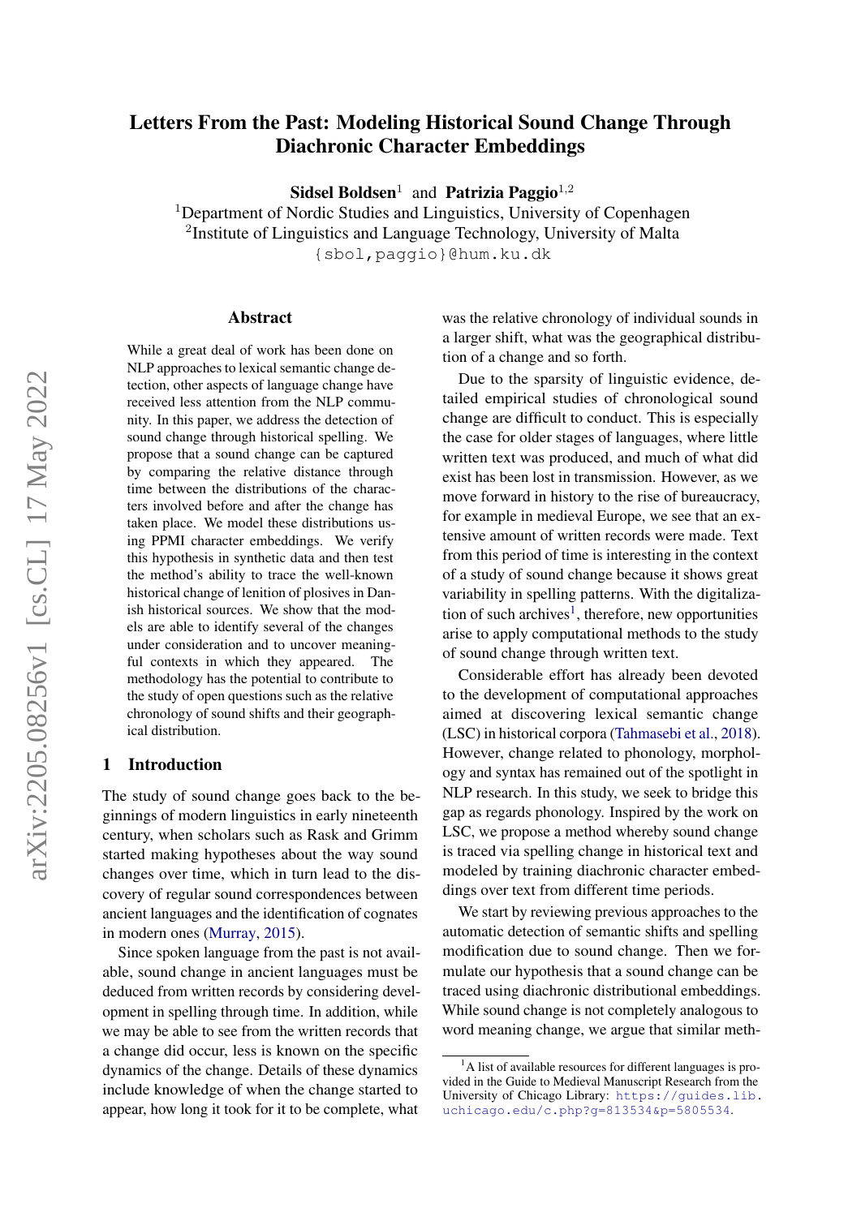# Letters From the Past: Modeling Historical Sound Change Through Diachronic Character Embeddings

**Sidsel Boldsen**[1] and **Patrizia Paggio**[1,2]

[1]Department of Nordic Studies and Linguistics, University of Copenhagen
[2]Institute of Linguistics and Language Technology, University of Malta
{sbol,paggio}@hum.ku.dk

## Abstract

While a great deal of work has been done on NLP approaches to lexical semantic change detection, other aspects of language change have received less attention from the NLP community. In this paper, we address the detection of sound change through historical spelling. We propose that a sound change can be captured by comparing the relative distance through time between the distributions of the characters involved before and after the change has taken place. We model these distributions using PPMI character embeddings. We verify this hypothesis in synthetic data and then test the method's ability to trace the well-known historical change of lenition of plosives in Danish historical sources. We show that the models are able to identify several of the changes under consideration and to uncover meaningful contexts in which they appeared. The methodology has the potential to contribute to the study of open questions such as the relative chronology of sound shifts and their geographical distribution.

## 1 Introduction

The study of sound change goes back to the beginnings of modern linguistics in early nineteenth century, when scholars such as Rask and Grimm started making hypotheses about the way sound changes over time, which in turn lead to the discovery of regular sound correspondences between ancient languages and the identification of cognates in modern ones (Murray, 2015).

Since spoken language from the past is not available, sound change in ancient languages must be deduced from written records by considering development in spelling through time. In addition, while we may be able to see from the written records that a change did occur, less is known on the specific dynamics of the change. Details of these dynamics include knowledge of when the change started to appear, how long it took for it to be complete, what was the relative chronology of individual sounds in a larger shift, what was the geographical distribution of a change and so forth.

Due to the sparsity of linguistic evidence, detailed empirical studies of chronological sound change are difficult to conduct. This is especially the case for older stages of languages, where little written text was produced, and much of what did exist has been lost in transmission. However, as we move forward in history to the rise of bureaucracy, for example in medieval Europe, we see that an extensive amount of written records were made. Text from this period of time is interesting in the context of a study of sound change because it shows great variability in spelling patterns. With the digitalization of such archives[1], therefore, new opportunities arise to apply computational methods to the study of sound change through written text.

Considerable effort has already been devoted to the development of computational approaches aimed at discovering lexical semantic change (LSC) in historical corpora (Tahmasebi et al., 2018). However, change related to phonology, morphology and syntax has remained out of the spotlight in NLP research. In this study, we seek to bridge this gap as regards phonology. Inspired by the work on LSC, we propose a method whereby sound change is traced via spelling change in historical text and modeled by training diachronic character embeddings over text from different time periods.

We start by reviewing previous approaches to the automatic detection of semantic shifts and spelling modification due to sound change. Then we formulate our hypothesis that a sound change can be traced using diachronic distributional embeddings. While sound change is not completely analogous to word meaning change, we argue that similar meth-

[1]A list of available resources for different languages is provided in the Guide to Medieval Manuscript Research from the University of Chicago Library: https://guides.lib.uchicago.edu/c.php?g=813534&p=5805534.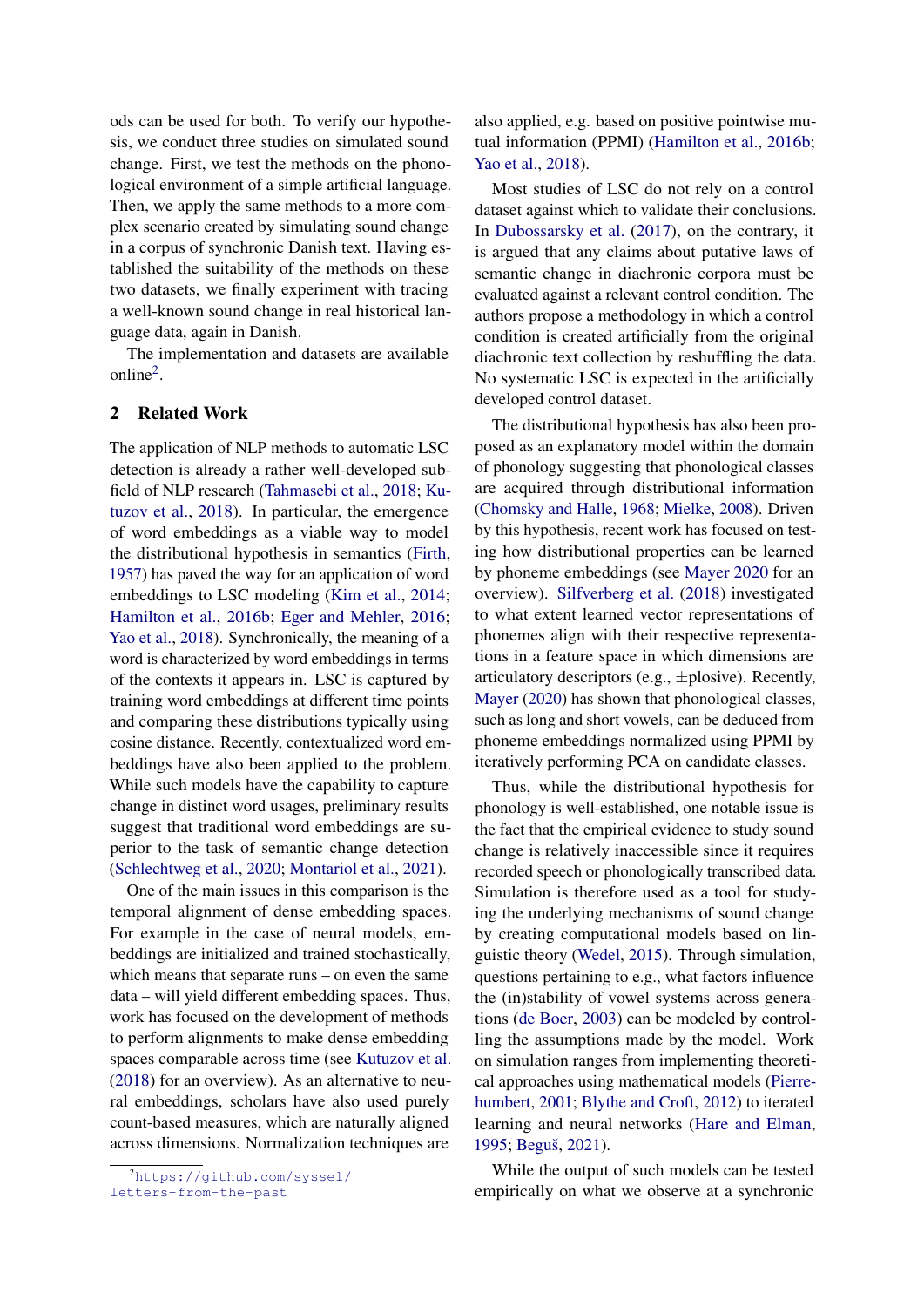ods can be used for both. To verify our hypothesis, we conduct three studies on simulated sound change. First, we test the methods on the phonological environment of a simple artificial language. Then, we apply the same methods to a more complex scenario created by simulating sound change in a corpus of synchronic Danish text. Having established the suitability of the methods on these two datasets, we finally experiment with tracing a well-known sound change in real historical language data, again in Danish.

The implementation and datasets are available online[2].

## 2 Related Work

The application of NLP methods to automatic LSC detection is already a rather well-developed subfield of NLP research (Tahmasebi et al., 2018; Kutuzov et al., 2018). In particular, the emergence of word embeddings as a viable way to model the distributional hypothesis in semantics (Firth, 1957) has paved the way for an application of word embeddings to LSC modeling (Kim et al., 2014; Hamilton et al., 2016b; Eger and Mehler, 2016; Yao et al., 2018). Synchronically, the meaning of a word is characterized by word embeddings in terms of the contexts it appears in. LSC is captured by training word embeddings at different time points and comparing these distributions typically using cosine distance. Recently, contextualized word embeddings have also been applied to the problem. While such models have the capability to capture change in distinct word usages, preliminary results suggest that traditional word embeddings are superior to the task of semantic change detection (Schlechtweg et al., 2020; Montariol et al., 2021).

One of the main issues in this comparison is the temporal alignment of dense embedding spaces. For example in the case of neural models, embeddings are initialized and trained stochastically, which means that separate runs – on even the same data – will yield different embedding spaces. Thus, work has focused on the development of methods to perform alignments to make dense embedding spaces comparable across time (see Kutuzov et al. (2018) for an overview). As an alternative to neural embeddings, scholars have also used purely count-based measures, which are naturally aligned across dimensions. Normalization techniques are also applied, e.g. based on positive pointwise mutual information (PPMI) (Hamilton et al., 2016b; Yao et al., 2018).

Most studies of LSC do not rely on a control dataset against which to validate their conclusions. In Dubossarsky et al. (2017), on the contrary, it is argued that any claims about putative laws of semantic change in diachronic corpora must be evaluated against a relevant control condition. The authors propose a methodology in which a control condition is created artificially from the original diachronic text collection by reshuffling the data. No systematic LSC is expected in the artificially developed control dataset.

The distributional hypothesis has also been proposed as an explanatory model within the domain of phonology suggesting that phonological classes are acquired through distributional information (Chomsky and Halle, 1968; Mielke, 2008). Driven by this hypothesis, recent work has focused on testing how distributional properties can be learned by phoneme embeddings (see Mayer 2020 for an overview). Silfverberg et al. (2018) investigated to what extent learned vector representations of phonemes align with their respective representations in a feature space in which dimensions are articulatory descriptors (e.g., ±plosive). Recently, Mayer (2020) has shown that phonological classes, such as long and short vowels, can be deduced from phoneme embeddings normalized using PPMI by iteratively performing PCA on candidate classes.

Thus, while the distributional hypothesis for phonology is well-established, one notable issue is the fact that the empirical evidence to study sound change is relatively inaccessible since it requires recorded speech or phonologically transcribed data. Simulation is therefore used as a tool for studying the underlying mechanisms of sound change by creating computational models based on linguistic theory (Wedel, 2015). Through simulation, questions pertaining to e.g., what factors influence the (in)stability of vowel systems across generations (de Boer, 2003) can be modeled by controlling the assumptions made by the model. Work on simulation ranges from implementing theoretical approaches using mathematical models (Pierrehumbert, 2001; Blythe and Croft, 2012) to iterated learning and neural networks (Hare and Elman, 1995; Beguš, 2021).

While the output of such models can be tested empirically on what we observe at a synchronic

[2] https://github.com/syssel/letters-from-the-past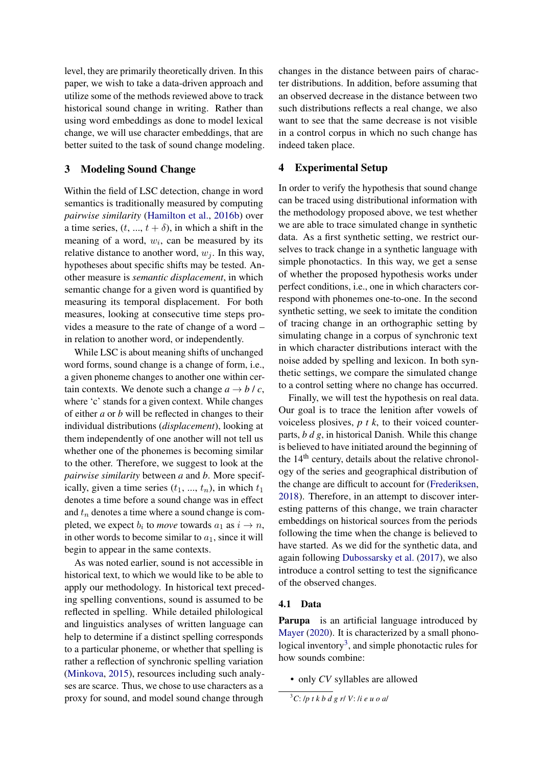level, they are primarily theoretically driven. In this paper, we wish to take a data-driven approach and utilize some of the methods reviewed above to track historical sound change in writing. Rather than using word embeddings as done to model lexical change, we will use character embeddings, that are better suited to the task of sound change modeling.

## 3 Modeling Sound Change

Within the field of LSC detection, change in word semantics is traditionally measured by computing *pairwise similarity* (Hamilton et al., 2016b) over a time series, $(t, ..., t+\delta)$, in which a shift in the meaning of a word, $w_i$, can be measured by its relative distance to another word, $w_j$. In this way, hypotheses about specific shifts may be tested. Another measure is *semantic displacement*, in which semantic change for a given word is quantified by measuring its temporal displacement. For both measures, looking at consecutive time steps provides a measure to the rate of change of a word – in relation to another word, or independently.

While LSC is about meaning shifts of unchanged word forms, sound change is a change of form, i.e., a given phoneme changes to another one within certain contexts. We denote such a change *a* → *b* / *c*, where 'c' stands for a given context. While changes of either *a* or *b* will be reflected in changes to their individual distributions (*displacement*), looking at them independently of one another will not tell us whether one of the phonemes is becoming similar to the other. Therefore, we suggest to look at the *pairwise similarity* between *a* and *b*. More specifically, given a time series $(t_1, ..., t_n)$, in which $t_1$ denotes a time before a sound change was in effect and $t_n$ denotes a time where a sound change is completed, we expect $b_i$ to *move* towards $a_1$ as $i \rightarrow n$, in other words to become similar to $a_1$, since it will begin to appear in the same contexts.

As was noted earlier, sound is not accessible in historical text, to which we would like to be able to apply our methodology. In historical text preceding spelling conventions, sound is assumed to be reflected in spelling. While detailed philological and linguistics analyses of written language can help to determine if a distinct spelling corresponds to a particular phoneme, or whether that spelling is rather a reflection of synchronic spelling variation (Minkova, 2015), resources including such analyses are scarce. Thus, we chose to use characters as a proxy for sound, and model sound change through changes in the distance between pairs of character distributions. In addition, before assuming that an observed decrease in the distance between two such distributions reflects a real change, we also want to see that the same decrease is not visible in a control corpus in which no such change has indeed taken place.

## 4 Experimental Setup

In order to verify the hypothesis that sound change can be traced using distributional information with the methodology proposed above, we test whether we are able to trace simulated change in synthetic data. As a first synthetic setting, we restrict ourselves to track change in a synthetic language with simple phonotactics. In this way, we get a sense of whether the proposed hypothesis works under perfect conditions, i.e., one in which characters correspond with phonemes one-to-one. In the second synthetic setting, we seek to imitate the condition of tracing change in an orthographic setting by simulating change in a corpus of synchronic text in which character distributions interact with the noise added by spelling and lexicon. In both synthetic settings, we compare the simulated change to a control setting where no change has occurred.

Finally, we will test the hypothesis on real data. Our goal is to trace the lenition after vowels of voiceless plosives, *p t k*, to their voiced counterparts, *b d g*, in historical Danish. While this change is believed to have initiated around the beginning of the 14th century, details about the relative chronology of the series and geographical distribution of the change are difficult to account for (Frederiksen, 2018). Therefore, in an attempt to discover interesting patterns of this change, we train character embeddings on historical sources from the periods following the time when the change is believed to have started. As we did for the synthetic data, and again following Dubossarsky et al. (2017), we also introduce a control setting to test the significance of the observed changes.

### 4.1 Data

**Parupa** is an artificial language introduced by Mayer (2020). It is characterized by a small phonological inventory[3], and simple phonotactic rules for how sounds combine:

- only *CV* syllables are allowed

[3] *C*: */p t k b d g r/* *V*: */i e u o a/*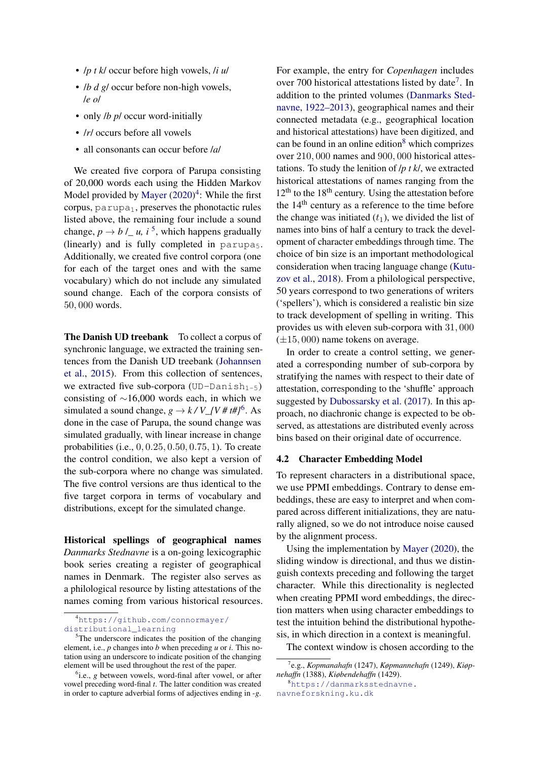- /p t k/ occur before high vowels, /i u/
- /b d g/ occur before non-high vowels, /e o/
- only /b p/ occur word-initially
- /r/ occurs before all vowels
- all consonants can occur before /a/

We created five corpora of Parupa consisting of 20,000 words each using the Hidden Markov Model provided by Mayer (2020)[4]: While the first corpus, $\texttt{parupa}_1$, preserves the phonotactic rules listed above, the remaining four include a sound change, *p → b /_ u, i* [5], which happens gradually (linearly) and is fully completed in $\texttt{parupa}_5$. Additionally, we created five control corpora (one for each of the target ones and with the same vocabulary) which do not include any simulated sound change. Each of the corpora consists of 50,000 words.

**The Danish UD treebank** To collect a corpus of synchronic language, we extracted the training sentences from the Danish UD treebank (Johannsen et al., 2015). From this collection of sentences, we extracted five sub-corpora ($\texttt{UD-Danish}_{1\text{-}5}$) consisting of ∼16,000 words each, in which we simulated a sound change, *g → k / V_{V # t#}*[6]. As done in the case of Parupa, the sound change was simulated gradually, with linear increase in change probabilities (i.e., 0, 0.25, 0.50, 0.75, 1). To create the control condition, we also kept a version of the sub-corpora where no change was simulated. The five control versions are thus identical to the five target corpora in terms of vocabulary and distributions, except for the simulated change.

**Historical spellings of geographical names** *Danmarks Stednavne* is a on-going lexicographic book series creating a register of geographical names in Denmark. The register also serves as a philological resource by listing attestations of the names coming from various historical resources. For example, the entry for *Copenhagen* includes over 700 historical attestations listed by date[7]. In addition to the printed volumes (Danmarks Stednavne, 1922–2013), geographical names and their connected metadata (e.g., geographical location and historical attestations) have been digitized, and can be found in an online edition[8] which comprizes over 210,000 names and 900,000 historical attestations. To study the lenition of /p t k/, we extracted historical attestations of names ranging from the 12th to the 18th century. Using the attestation before the 14th century as a reference to the time before the change was initiated ($t_1$), we divided the list of names into bins of half a century to track the development of character embeddings through time. The choice of bin size is an important methodological consideration when tracing language change (Kutuzov et al., 2018). From a philological perspective, 50 years correspond to two generations of writers ('spellers'), which is considered a realistic bin size to track development of spelling in writing. This provides us with eleven sub-corpora with 31,000 (±15,000) name tokens on average.

In order to create a control setting, we generated a corresponding number of sub-corpora by stratifying the names with respect to their date of attestation, corresponding to the 'shuffle' approach suggested by Dubossarsky et al. (2017). In this approach, no diachronic change is expected to be observed, as attestations are distributed evenly across bins based on their original date of occurrence.

### 4.2 Character Embedding Model

To represent characters in a distributional space, we use PPMI embeddings. Contrary to dense embeddings, these are easy to interpret and when compared across different initializations, they are naturally aligned, so we do not introduce noise caused by the alignment process.

Using the implementation by Mayer (2020), the sliding window is directional, and thus we distinguish contexts preceding and following the target character. While this directionality is neglected when creating PPMI word embeddings, the direction matters when using character embeddings to test the intuition behind the distributional hypothesis, in which direction in a context is meaningful.

The context window is chosen according to the

[4] https://github.com/connormayer/distributional_learning

[5] The underscore indicates the position of the changing element, i.e., *p* changes into *b* when preceding *u* or *i*. This notation using an underscore to indicate position of the changing element will be used throughout the rest of the paper.

[6] i.e., *g* between vowels, word-final after vowel, or after vowel preceding word-final *t*. The latter condition was created in order to capture adverbial forms of adjectives ending in *-g*.

[7] e.g., *Kopmanahafn* (1247), *Køpmannehafn* (1249), *Kiøpnehaffn* (1388), *Kiøbendehaffn* (1429).

[8] https://danmarksstednavne.navneforskning.ku.dk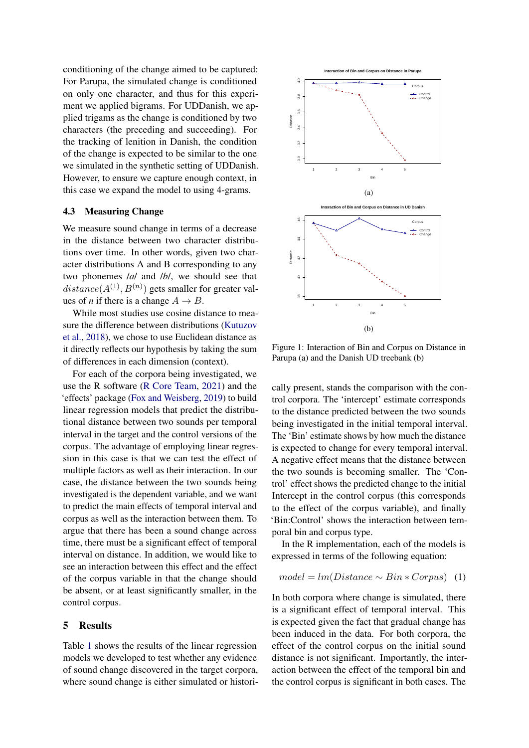conditioning of the change aimed to be captured: For Parupa, the simulated change is conditioned on only one character, and thus for this experiment we applied bigrams. For UDDanish, we applied trigams as the change is conditioned by two characters (the preceding and succeeding). For the tracking of lenition in Danish, the condition of the change is expected to be similar to the one we simulated in the synthetic setting of UDDanish. However, to ensure we capture enough context, in this case we expand the model to using 4-grams.

### 4.3 Measuring Change

We measure sound change in terms of a decrease in the distance between two character distributions over time. In other words, given two character distributions A and B corresponding to any two phonemes /*a*/ and /*b*/, we should see that $distance(A^{(1)}, B^{(n)})$ gets smaller for greater values of *n* if there is a change $A \rightarrow B$.

While most studies use cosine distance to measure the difference between distributions (Kutuzov et al., 2018), we chose to use Euclidean distance as it directly reflects our hypothesis by taking the sum of differences in each dimension (context).

For each of the corpora being investigated, we use the R software (R Core Team, 2021) and the 'effects' package (Fox and Weisberg, 2019) to build linear regression models that predict the distributional distance between two sounds per temporal interval in the target and the control versions of the corpus. The advantage of employing linear regression in this case is that we can test the effect of multiple factors as well as their interaction. In our case, the distance between the two sounds being investigated is the dependent variable, and we want to predict the main effects of temporal interval and corpus as well as the interaction between them. To argue that there has been a sound change across time, there must be a significant effect of temporal interval on distance. In addition, we would like to see an interaction between this effect and the effect of the corpus variable in that the change should be absent, or at least significantly smaller, in the control corpus.

## 5 Results

Table 1 shows the results of the linear regression models we developed to test whether any evidence of sound change discovered in the target corpora, where sound change is either simulated or historically present, stands the comparison with the control corpora. The 'intercept' estimate corresponds to the distance predicted between the two sounds being investigated in the initial temporal interval. The 'Bin' estimate shows by how much the distance is expected to change for every temporal interval. A negative effect means that the distance between the two sounds is becoming smaller. The 'Control' effect shows the predicted change to the initial Intercept in the control corpus (this corresponds to the effect of the corpus variable), and finally 'Bin:Control' shows the interaction between temporal bin and corpus type.

In the R implementation, each of the models is expressed in terms of the following equation:

$$model = lm(Distance \sim Bin * Corpus) \quad (1)$$

In both corpora where change is simulated, there is a significant effect of temporal interval. This is expected given the fact that gradual change has been induced in the data. For both corpora, the effect of the control corpus on the initial sound distance is not significant. Importantly, the interaction between the effect of the temporal bin and the control corpus is significant in both cases. The

Figure 1: Interaction of Bin and Corpus on Distance in Parupa (a) and the Danish UD treebank (b)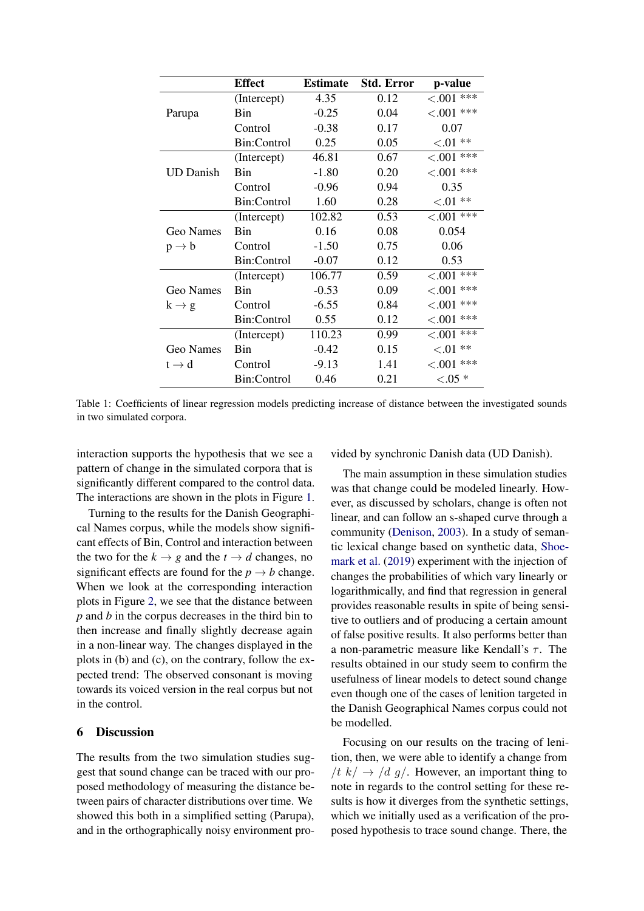| | Effect | Estimate | Std. Error | p-value |
|---|---|---|---|---|
| Parupa | (Intercept) | 4.35 | 0.12 | <.001 *** |
| | Bin | -0.25 | 0.04 | <.001 *** |
| | Control | -0.38 | 0.17 | 0.07 |
| | Bin:Control | 0.25 | 0.05 | <.01 ** |
| UD Danish | (Intercept) | 46.81 | 0.67 | <.001 *** |
| | Bin | -1.80 | 0.20 | <.001 *** |
| | Control | -0.96 | 0.94 | 0.35 |
| | Bin:Control | 1.60 | 0.28 | <.01 ** |
| Geo Names $p \rightarrow b$ | (Intercept) | 102.82 | 0.53 | <.001 *** |
| | Bin | 0.16 | 0.08 | 0.054 |
| | Control | -1.50 | 0.75 | 0.06 |
| | Bin:Control | -0.07 | 0.12 | 0.53 |
| Geo Names $k \rightarrow g$ | (Intercept) | 106.77 | 0.59 | <.001 *** |
| | Bin | -0.53 | 0.09 | <.001 *** |
| | Control | -6.55 | 0.84 | <.001 *** |
| | Bin:Control | 0.55 | 0.12 | <.001 *** |
| Geo Names $t \rightarrow d$ | (Intercept) | 110.23 | 0.99 | <.001 *** |
| | Bin | -0.42 | 0.15 | <.01 ** |
| | Control | -9.13 | 1.41 | <.001 *** |
| | Bin:Control | 0.46 | 0.21 | <.05 * |

Table 1: Coefficients of linear regression models predicting increase of distance between the investigated sounds in two simulated corpora.

interaction supports the hypothesis that we see a pattern of change in the simulated corpora that is significantly different compared to the control data. The interactions are shown in the plots in Figure 1.

Turning to the results for the Danish Geographical Names corpus, while the models show significant effects of Bin, Control and interaction between the two for the $k \rightarrow g$ and the $t \rightarrow d$ changes, no significant effects are found for the $p \rightarrow b$ change. When we look at the corresponding interaction plots in Figure 2, we see that the distance between *p* and *b* in the corpus decreases in the third bin to then increase and finally slightly decrease again in a non-linear way. The changes displayed in the plots in (b) and (c), on the contrary, follow the expected trend: The observed consonant is moving towards its voiced version in the real corpus but not in the control.

## 6 Discussion

The results from the two simulation studies suggest that sound change can be traced with our proposed methodology of measuring the distance between pairs of character distributions over time. We showed this both in a simplified setting (Parupa), and in the orthographically noisy environment provided by synchronic Danish data (UD Danish).

The main assumption in these simulation studies was that change could be modeled linearly. However, as discussed by scholars, change is often not linear, and can follow an s-shaped curve through a community (Denison, 2003). In a study of semantic lexical change based on synthetic data, Shoemark et al. (2019) experiment with the injection of changes the probabilities of which vary linearly or logarithmically, and find that regression in general provides reasonable results in spite of being sensitive to outliers and of producing a certain amount of false positive results. It also performs better than a non-parametric measure like Kendall's $\tau$. The results obtained in our study seem to confirm the usefulness of linear models to detect sound change even though one of the cases of lenition targeted in the Danish Geographical Names corpus could not be modelled.

Focusing on our results on the tracing of lenition, then, we were able to identify a change from $/t\ k/ \rightarrow /d\ g/$. However, an important thing to note in regards to the control setting for these results is how it diverges from the synthetic settings, which we initially used as a verification of the proposed hypothesis to trace sound change. There, the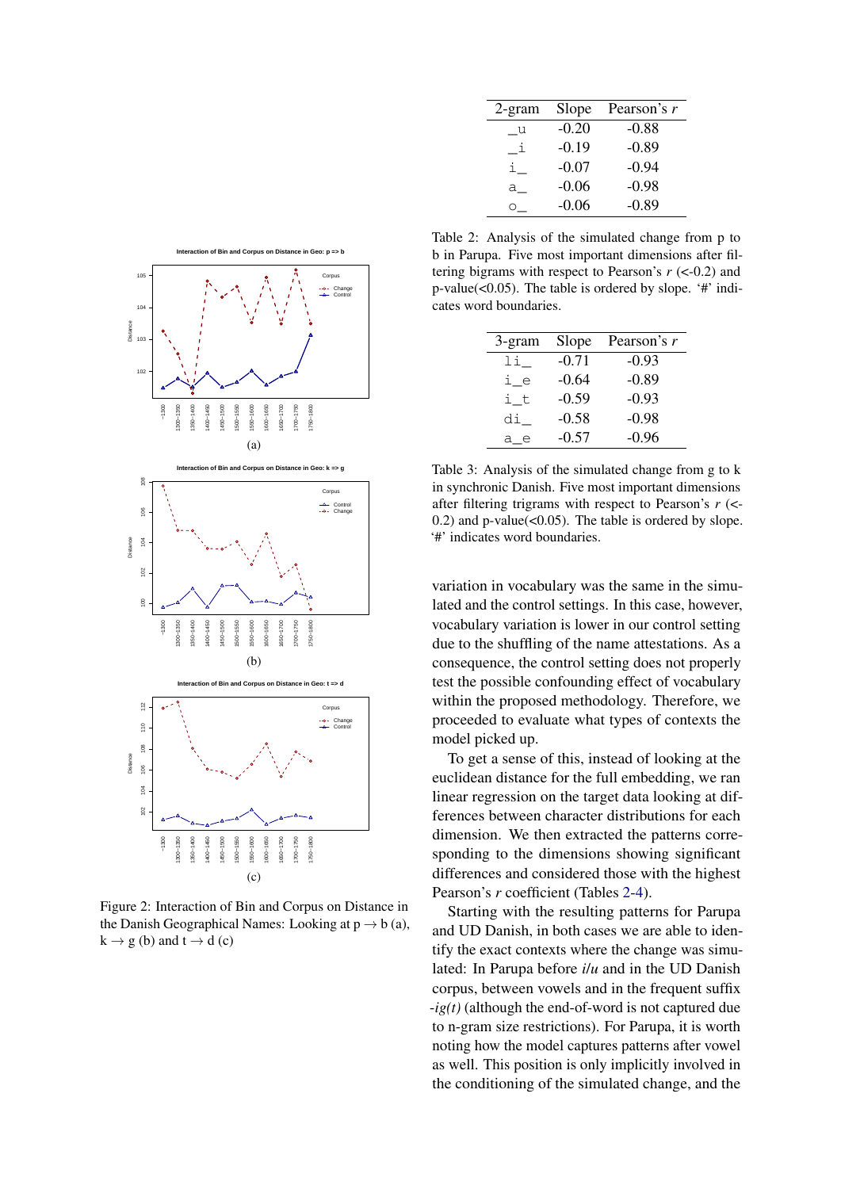Figure 2: Interaction of Bin and Corpus on Distance in the Danish Geographical Names: Looking at p → b (a), k → g (b) and t → d (c)

| 2-gram | Slope | Pearson's $r$ |
|---|---|---|
| _u | -0.20 | -0.88 |
| _i | -0.19 | -0.89 |
| i_ | -0.07 | -0.94 |
| a_ | -0.06 | -0.98 |
| o_ | -0.06 | -0.89 |

Table 2: Analysis of the simulated change from p to b in Parupa. Five most important dimensions after filtering bigrams with respect to Pearson's $r$ (<-0.2) and p-value(<0.05). The table is ordered by slope. '#' indicates word boundaries.

| 3-gram | Slope | Pearson's $r$ |
|---|---|---|
| li_ | -0.71 | -0.93 |
| i_e | -0.64 | -0.89 |
| i_t | -0.59 | -0.93 |
| di_ | -0.58 | -0.98 |
| a_e | -0.57 | -0.96 |

Table 3: Analysis of the simulated change from g to k in synchronic Danish. Five most important dimensions after filtering trigrams with respect to Pearson's $r$ (<-0.2) and p-value(<0.05). The table is ordered by slope. '#' indicates word boundaries.

variation in vocabulary was the same in the simulated and the control settings. In this case, however, vocabulary variation is lower in our control setting due to the shuffling of the name attestations. As a consequence, the control setting does not properly test the possible confounding effect of vocabulary within the proposed methodology. Therefore, we proceeded to evaluate what types of contexts the model picked up.

To get a sense of this, instead of looking at the euclidean distance for the full embedding, we ran linear regression on the target data looking at differences between character distributions for each dimension. We then extracted the patterns corresponding to the dimensions showing significant differences and considered those with the highest Pearson's $r$ coefficient (Tables 2-4).

Starting with the resulting patterns for Parupa and UD Danish, in both cases we are able to identify the exact contexts where the change was simulated: In Parupa before *i/u* and in the UD Danish corpus, between vowels and in the frequent suffix *-ig(t)* (although the end-of-word is not captured due to n-gram size restrictions). For Parupa, it is worth noting how the model captures patterns after vowel as well. This position is only implicitly involved in the conditioning of the simulated change, and the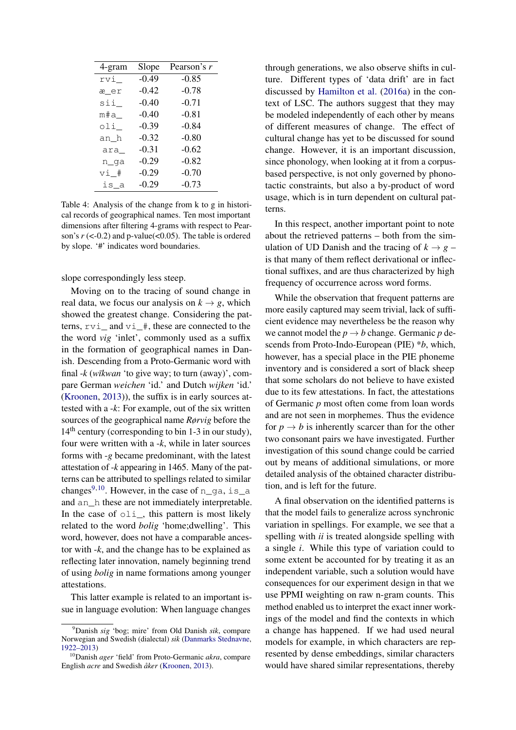| 4-gram | Slope | Pearson's $r$ |
| --- | --- | --- |
| `rvi_` | -0.49 | -0.85 |
| `æ_er` | -0.42 | -0.78 |
| `sii_` | -0.40 | -0.71 |
| `m#a_` | -0.40 | -0.81 |
| `oli_` | -0.39 | -0.84 |
| `an_h` | -0.32 | -0.80 |
| `ara_` | -0.31 | -0.62 |
| `n_ga` | -0.29 | -0.82 |
| `vi_#` | -0.29 | -0.70 |
| `is_a` | -0.29 | -0.73 |

Table 4: Analysis of the change from k to g in historical records of geographical names. Ten most important dimensions after filtering 4-grams with respect to Pearson's $r$ (<-0.2) and p-value(<0.05). The table is ordered by slope. '#' indicates word boundaries.

slope correspondingly less steep.

Moving on to the tracing of sound change in real data, we focus our analysis on $k \rightarrow g$, which showed the greatest change. Considering the patterns, `rvi_` and `vi_#`, these are connected to the the word *vig* 'inlet', commonly used as a suffix in the formation of geographical names in Danish. Descending from a Proto-Germanic word with final *-k* (*wīkwan* 'to give way; to turn (away)', compare German *weichen* 'id.' and Dutch *wijken* 'id.' (Kroonen, 2013)), the suffix is in early sources attested with a *-k*: For example, out of the six written sources of the geographical name *Rørvig* before the 14th century (corresponding to bin 1-3 in our study), four were written with a *-k*, while in later sources forms with *-g* became predominant, with the latest attestation of *-k* appearing in 1465. Many of the patterns can be attributed to spellings related to similar changes[9,10]. However, in the case of `n_ga`, `is_a` and `an_h` these are not immediately interpretable. In the case of `oli_`, this pattern is most likely related to the word *bolig* 'home;dwelling'. This word, however, does not have a comparable ancestor with *-k*, and the change has to be explained as reflecting later innovation, namely beginning trend of using *bolig* in name formations among younger attestations.

This latter example is related to an important issue in language evolution: When language changes through generations, we also observe shifts in culture. Different types of 'data drift' are in fact discussed by Hamilton et al. (2016a) in the context of LSC. The authors suggest that they may be modeled independently of each other by means of different measures of change. The effect of cultural change has yet to be discussed for sound change. However, it is an important discussion, since phonology, when looking at it from a corpus-based perspective, is not only governed by phonotactic constraints, but also a by-product of word usage, which is in turn dependent on cultural patterns.

In this respect, another important point to note about the retrieved patterns – both from the simulation of UD Danish and the tracing of $k \rightarrow g$ – is that many of them reflect derivational or inflectional suffixes, and are thus characterized by high frequency of occurrence across word forms.

While the observation that frequent patterns are more easily captured may seem trivial, lack of sufficient evidence may nevertheless be the reason why we cannot model the $p \rightarrow b$ change. Germanic *p* descends from Proto-Indo-European (PIE) \**b*, which, however, has a special place in the PIE phoneme inventory and is considered a sort of black sheep that some scholars do not believe to have existed due to its few attestations. In fact, the attestations of Germanic *p* most often come from loan words and are not seen in morphemes. Thus the evidence for $p \rightarrow b$ is inherently scarcer than for the other two consonant pairs we have investigated. Further investigation of this sound change could be carried out by means of additional simulations, or more detailed analysis of the obtained character distribution, and is left for the future.

A final observation on the identified patterns is that the model fails to generalize across synchronic variation in spellings. For example, we see that a spelling with *ii* is treated alongside spelling with a single *i*. While this type of variation could to some extent be accounted for by treating it as an independent variable, such a solution would have consequences for our experiment design in that we use PPMI weighting on raw n-gram counts. This method enabled us to interpret the exact inner workings of the model and find the contexts in which a change has happened. If we had used neural models for example, in which characters are represented by dense embeddings, similar characters would have shared similar representations, thereby

[9] Danish *sig* 'bog; mire' from Old Danish *sik*, compare Norwegian and Swedish (dialectal) *sik* (Danmarks Stednavne, 1922–2013)

[10] Danish *ager* 'field' from Proto-Germanic *akra*, compare English *acre* and Swedish *åker* (Kroonen, 2013).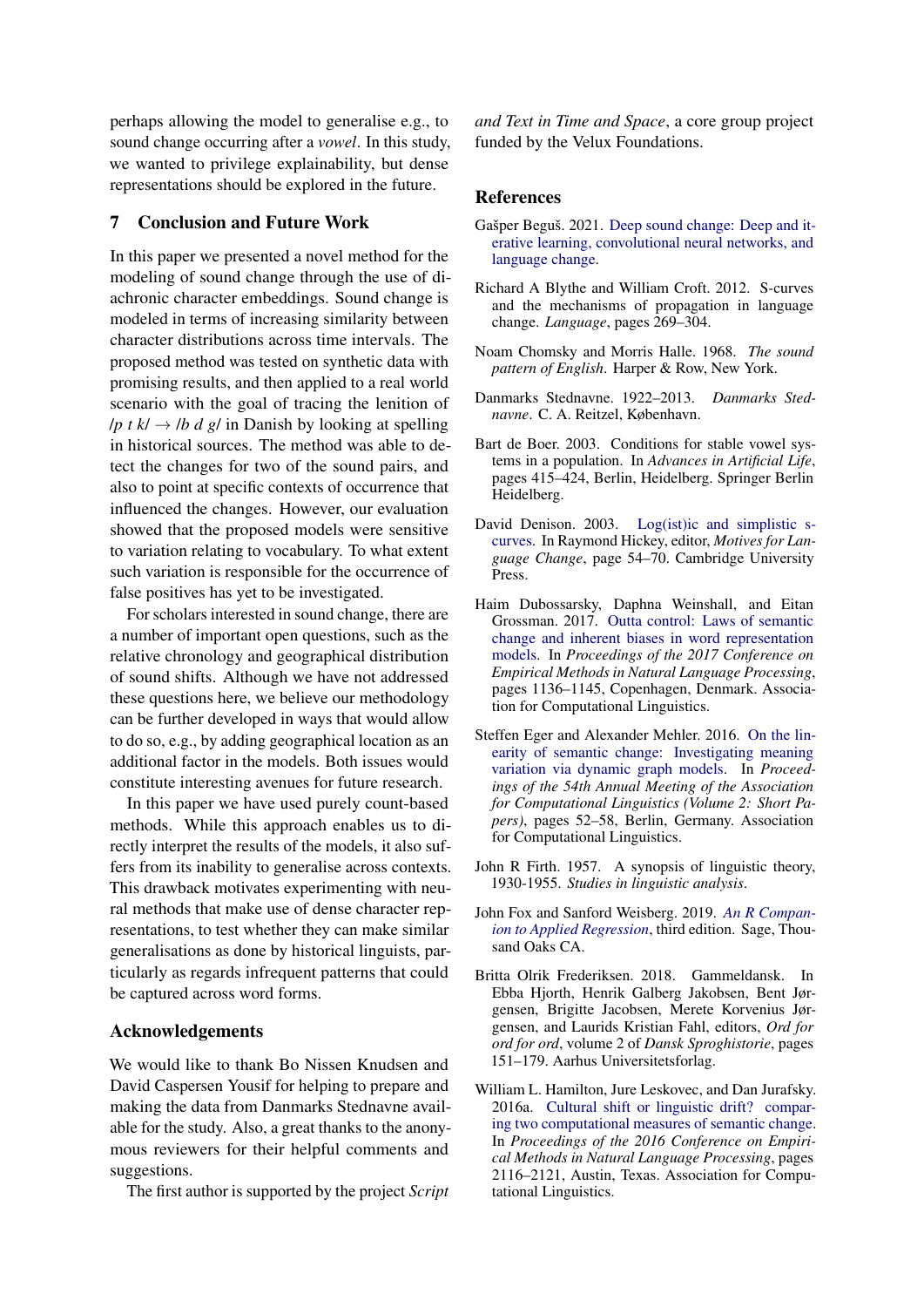perhaps allowing the model to generalise e.g., to sound change occurring after a *vowel*. In this study, we wanted to privilege explainability, but dense representations should be explored in the future.

## 7 Conclusion and Future Work

In this paper we presented a novel method for the modeling of sound change through the use of diachronic character embeddings. Sound change is modeled in terms of increasing similarity between character distributions across time intervals. The proposed method was tested on synthetic data with promising results, and then applied to a real world scenario with the goal of tracing the lenition of */p t k/* $\rightarrow$ */b d g/* in Danish by looking at spelling in historical sources. The method was able to detect the changes for two of the sound pairs, and also to point at specific contexts of occurrence that influenced the changes. However, our evaluation showed that the proposed models were sensitive to variation relating to vocabulary. To what extent such variation is responsible for the occurrence of false positives has yet to be investigated.

For scholars interested in sound change, there are a number of important open questions, such as the relative chronology and geographical distribution of sound shifts. Although we have not addressed these questions here, we believe our methodology can be further developed in ways that would allow to do so, e.g., by adding geographical location as an additional factor in the models. Both issues would constitute interesting avenues for future research.

In this paper we have used purely count-based methods. While this approach enables us to directly interpret the results of the models, it also suffers from its inability to generalise across contexts. This drawback motivates experimenting with neural methods that make use of dense character representations, to test whether they can make similar generalisations as done by historical linguists, particularly as regards infrequent patterns that could be captured across word forms.

## Acknowledgements

We would like to thank Bo Nissen Knudsen and David Caspersen Yousif for helping to prepare and making the data from Danmarks Stednavne available for the study. Also, a great thanks to the anonymous reviewers for their helpful comments and suggestions.

The first author is supported by the project *Script and Text in Time and Space*, a core group project funded by the Velux Foundations.

## References

Gašper Beguš. 2021. Deep sound change: Deep and iterative learning, convolutional neural networks, and language change.

Richard A Blythe and William Croft. 2012. S-curves and the mechanisms of propagation in language change. *Language*, pages 269–304.

Noam Chomsky and Morris Halle. 1968. *The sound pattern of English*. Harper & Row, New York.

Danmarks Stednavne. 1922–2013. *Danmarks Stednavne*. C. A. Reitzel, København.

Bart de Boer. 2003. Conditions for stable vowel systems in a population. In *Advances in Artificial Life*, pages 415–424, Berlin, Heidelberg. Springer Berlin Heidelberg.

David Denison. 2003. Log(ist)ic and simplistic s-curves. In Raymond Hickey, editor, *Motives for Language Change*, page 54–70. Cambridge University Press.

Haim Dubossarsky, Daphna Weinshall, and Eitan Grossman. 2017. Outta control: Laws of semantic change and inherent biases in word representation models. In *Proceedings of the 2017 Conference on Empirical Methods in Natural Language Processing*, pages 1136–1145, Copenhagen, Denmark. Association for Computational Linguistics.

Steffen Eger and Alexander Mehler. 2016. On the linearity of semantic change: Investigating meaning variation via dynamic graph models. In *Proceedings of the 54th Annual Meeting of the Association for Computational Linguistics (Volume 2: Short Papers)*, pages 52–58, Berlin, Germany. Association for Computational Linguistics.

John R Firth. 1957. A synopsis of linguistic theory, 1930-1955. *Studies in linguistic analysis*.

John Fox and Sanford Weisberg. 2019. *An R Companion to Applied Regression*, third edition. Sage, Thousand Oaks CA.

Britta Olrik Frederiksen. 2018. Gammeldansk. In Ebba Hjorth, Henrik Galberg Jakobsen, Bent Jørgensen, Brigitte Jacobsen, Merete Korvenius Jørgensen, and Laurids Kristian Fahl, editors, *Ord for ord for ord*, volume 2 of *Dansk Sproghistorie*, pages 151–179. Aarhus Universitetsforlag.

William L. Hamilton, Jure Leskovec, and Dan Jurafsky. 2016a. Cultural shift or linguistic drift? comparing two computational measures of semantic change. In *Proceedings of the 2016 Conference on Empirical Methods in Natural Language Processing*, pages 2116–2121, Austin, Texas. Association for Computational Linguistics.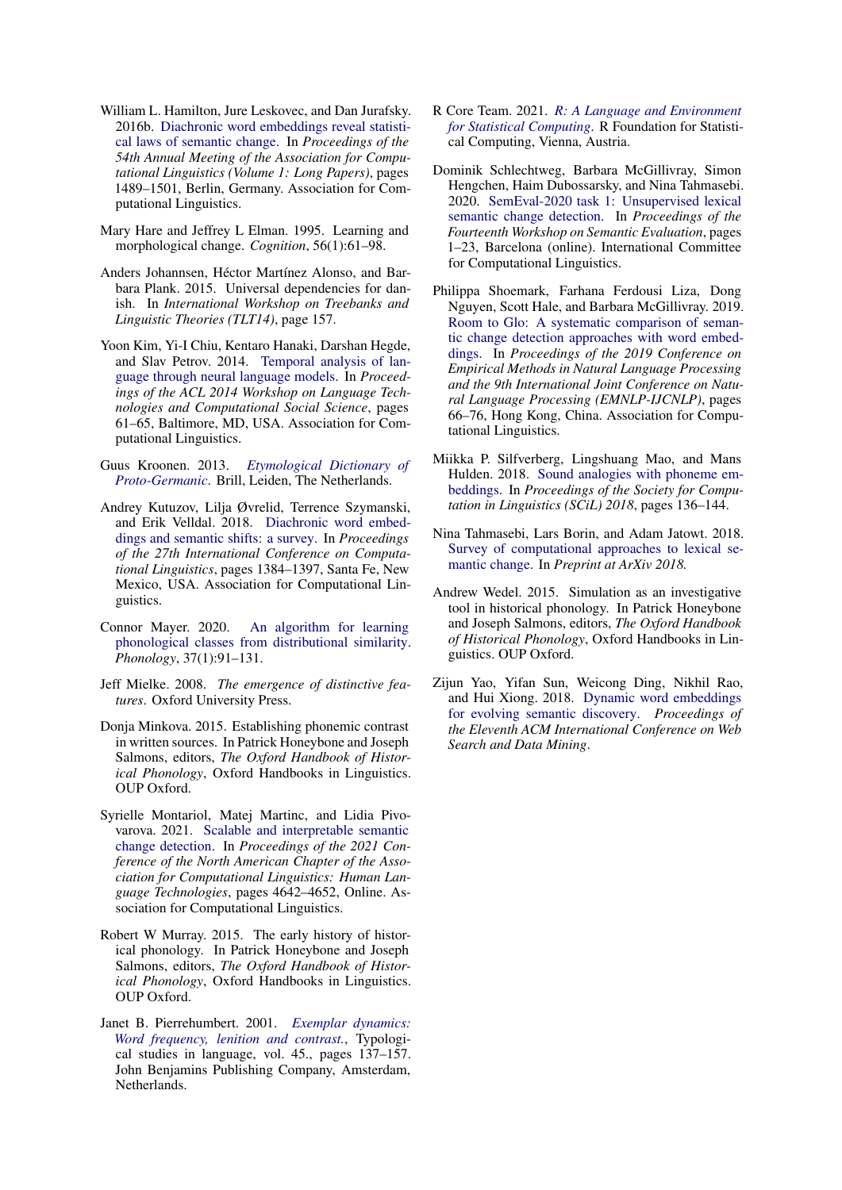William L. Hamilton, Jure Leskovec, and Dan Jurafsky. 2016b. Diachronic word embeddings reveal statistical laws of semantic change. In *Proceedings of the 54th Annual Meeting of the Association for Computational Linguistics (Volume 1: Long Papers)*, pages 1489–1501, Berlin, Germany. Association for Computational Linguistics.

Mary Hare and Jeffrey L Elman. 1995. Learning and morphological change. *Cognition*, 56(1):61–98.

Anders Johannsen, Héctor Martínez Alonso, and Barbara Plank. 2015. Universal dependencies for danish. In *International Workshop on Treebanks and Linguistic Theories (TLT14)*, page 157.

Yoon Kim, Yi-I Chiu, Kentaro Hanaki, Darshan Hegde, and Slav Petrov. 2014. Temporal analysis of language through neural language models. In *Proceedings of the ACL 2014 Workshop on Language Technologies and Computational Social Science*, pages 61–65, Baltimore, MD, USA. Association for Computational Linguistics.

Guus Kroonen. 2013. *Etymological Dictionary of Proto-Germanic*. Brill, Leiden, The Netherlands.

Andrey Kutuzov, Lilja Øvrelid, Terrence Szymanski, and Erik Velldal. 2018. Diachronic word embeddings and semantic shifts: a survey. In *Proceedings of the 27th International Conference on Computational Linguistics*, pages 1384–1397, Santa Fe, New Mexico, USA. Association for Computational Linguistics.

Connor Mayer. 2020. An algorithm for learning phonological classes from distributional similarity. *Phonology*, 37(1):91–131.

Jeff Mielke. 2008. *The emergence of distinctive features*. Oxford University Press.

Donja Minkova. 2015. Establishing phonemic contrast in written sources. In Patrick Honeybone and Joseph Salmons, editors, *The Oxford Handbook of Historical Phonology*, Oxford Handbooks in Linguistics. OUP Oxford.

Syrielle Montariol, Matej Martinc, and Lidia Pivovarova. 2021. Scalable and interpretable semantic change detection. In *Proceedings of the 2021 Conference of the North American Chapter of the Association for Computational Linguistics: Human Language Technologies*, pages 4642–4652, Online. Association for Computational Linguistics.

Robert W Murray. 2015. The early history of historical phonology. In Patrick Honeybone and Joseph Salmons, editors, *The Oxford Handbook of Historical Phonology*, Oxford Handbooks in Linguistics. OUP Oxford.

Janet B. Pierrehumbert. 2001. *Exemplar dynamics: Word frequency, lenition and contrast.*, Typological studies in language, vol. 45., pages 137–157. John Benjamins Publishing Company, Amsterdam, Netherlands.

R Core Team. 2021. *R: A Language and Environment for Statistical Computing*. R Foundation for Statistical Computing, Vienna, Austria.

Dominik Schlechtweg, Barbara McGillivray, Simon Hengchen, Haim Dubossarsky, and Nina Tahmasebi. 2020. SemEval-2020 task 1: Unsupervised lexical semantic change detection. In *Proceedings of the Fourteenth Workshop on Semantic Evaluation*, pages 1–23, Barcelona (online). International Committee for Computational Linguistics.

Philippa Shoemark, Farhana Ferdousi Liza, Dong Nguyen, Scott Hale, and Barbara McGillivray. 2019. Room to Glo: A systematic comparison of semantic change detection approaches with word embeddings. In *Proceedings of the 2019 Conference on Empirical Methods in Natural Language Processing and the 9th International Joint Conference on Natural Language Processing (EMNLP-IJCNLP)*, pages 66–76, Hong Kong, China. Association for Computational Linguistics.

Miikka P. Silfverberg, Lingshuang Mao, and Mans Hulden. 2018. Sound analogies with phoneme embeddings. In *Proceedings of the Society for Computation in Linguistics (SCiL) 2018*, pages 136–144.

Nina Tahmasebi, Lars Borin, and Adam Jatowt. 2018. Survey of computational approaches to lexical semantic change. In *Preprint at ArXiv 2018.*

Andrew Wedel. 2015. Simulation as an investigative tool in historical phonology. In Patrick Honeybone and Joseph Salmons, editors, *The Oxford Handbook of Historical Phonology*, Oxford Handbooks in Linguistics. OUP Oxford.

Zijun Yao, Yifan Sun, Weicong Ding, Nikhil Rao, and Hui Xiong. 2018. Dynamic word embeddings for evolving semantic discovery. *Proceedings of the Eleventh ACM International Conference on Web Search and Data Mining*.